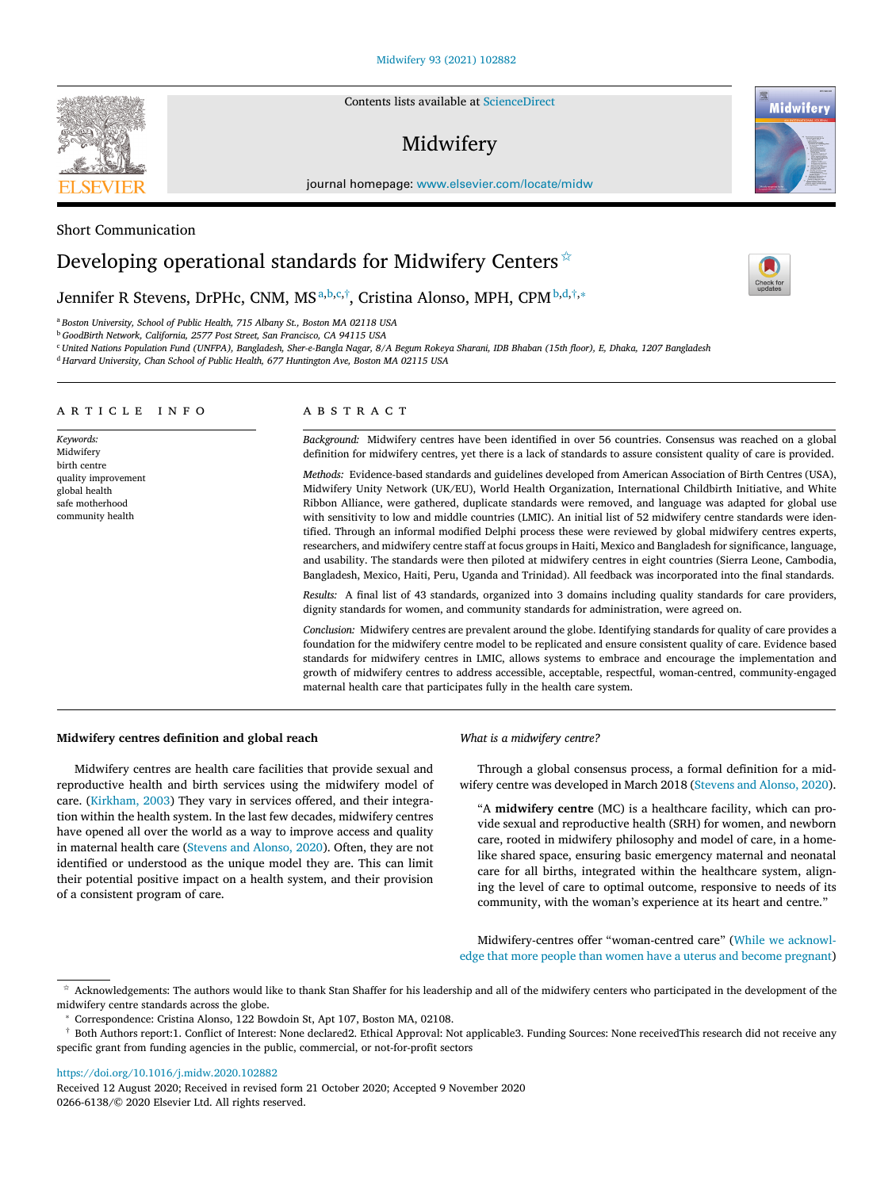Short Communication

# Developing operational standards for Midwifery Centers☆

Jennifer R Stevens, DrPHc, CNM, MS[a,b,c,†], Cristina Alonso, MPH, CPM[b,d,†,*]

[a] Boston University, School of Public Health, 715 Albany St., Boston MA 02118 USA
[b] GoodBirth Network, California, 2577 Post Street, San Francisco, CA 94115 USA
[c] United Nations Population Fund (UNFPA), Bangladesh, Sher-e-Bangla Nagar, 8/A Begum Rokeya Sharani, IDB Bhaban (15th floor), E, Dhaka, 1207 Bangladesh
[d] Harvard University, Chan School of Public Health, 677 Huntington Ave, Boston MA 02115 USA

## ARTICLE INFO

*Keywords:*
Midwifery
birth centre
quality improvement
global health
safe motherhood
community health

## ABSTRACT

*Background:* Midwifery centres have been identified in over 56 countries. Consensus was reached on a global definition for midwifery centres, yet there is a lack of standards to assure consistent quality of care is provided.

*Methods:* Evidence-based standards and guidelines developed from American Association of Birth Centres (USA), Midwifery Unity Network (UK/EU), World Health Organization, International Childbirth Initiative, and White Ribbon Alliance, were gathered, duplicate standards were removed, and language was adapted for global use with sensitivity to low and middle countries (LMIC). An initial list of 52 midwifery centre standards were identified. Through an informal modified Delphi process these were reviewed by global midwifery centres experts, researchers, and midwifery centre staff at focus groups in Haiti, Mexico and Bangladesh for significance, language, and usability. The standards were then piloted at midwifery centres in eight countries (Sierra Leone, Cambodia, Bangladesh, Mexico, Haiti, Peru, Uganda and Trinidad). All feedback was incorporated into the final standards.

*Results:* A final list of 43 standards, organized into 3 domains including quality standards for care providers, dignity standards for women, and community standards for administration, were agreed on.

*Conclusion:* Midwifery centres are prevalent around the globe. Identifying standards for quality of care provides a foundation for the midwifery centre model to be replicated and ensure consistent quality of care. Evidence based standards for midwifery centres in LMIC, allows systems to embrace and encourage the implementation and growth of midwifery centres to address accessible, acceptable, respectful, woman-centred, community-engaged maternal health care that participates fully in the health care system.

### Midwifery centres definition and global reach

Midwifery centres are health care facilities that provide sexual and reproductive health and birth services using the midwifery model of care. (Kirkham, 2003) They vary in services offered, and their integration within the health system. In the last few decades, midwifery centres have opened all over the world as a way to improve access and quality in maternal health care (Stevens and Alonso, 2020). Often, they are not identified or understood as the unique model they are. This can limit their potential positive impact on a health system, and their provision of a consistent program of care.

#### *What is a midwifery centre?*

Through a global consensus process, a formal definition for a midwifery centre was developed in March 2018 (Stevens and Alonso, 2020).

> "A **midwifery centre** (MC) is a healthcare facility, which can provide sexual and reproductive health (SRH) for women, and newborn care, rooted in midwifery philosophy and model of care, in a home-like shared space, ensuring basic emergency maternal and neonatal care for all births, integrated within the healthcare system, aligning the level of care to optimal outcome, responsive to needs of its community, with the woman's experience at its heart and centre."

Midwifery-centres offer "woman-centred care" (While we acknowledge that more people than women have a uterus and become pregnant)

---

☆ Acknowledgements: The authors would like to thank Stan Shaffer for his leadership and all of the midwifery centers who participated in the development of the midwifery centre standards across the globe.

\* Correspondence: Cristina Alonso, 122 Bowdoin St, Apt 107, Boston MA, 02108.

† Both Authors report:1. Conflict of Interest: None declared2. Ethical Approval: Not applicable3. Funding Sources: None receivedThis research did not receive any specific grant from funding agencies in the public, commercial, or not-for-profit sectors

https://doi.org/10.1016/j.midw.2020.102882
Received 12 August 2020; Received in revised form 21 October 2020; Accepted 9 November 2020
0266-6138/© 2020 Elsevier Ltd. All rights reserved.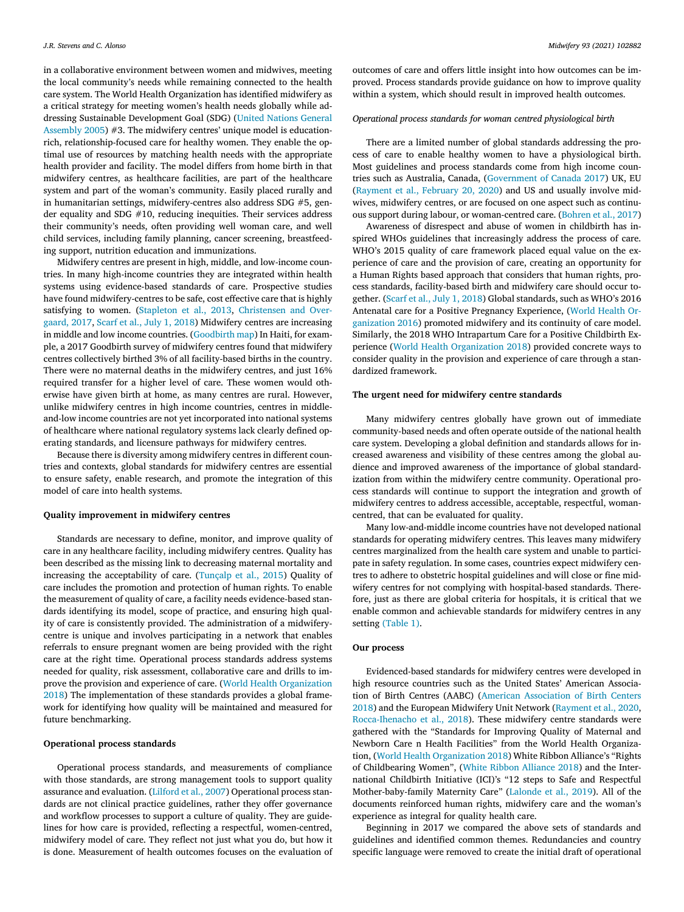in a collaborative environment between women and midwives, meeting the local community's needs while remaining connected to the health care system. The World Health Organization has identified midwifery as a critical strategy for meeting women's health needs globally while addressing Sustainable Development Goal (SDG) (United Nations General Assembly 2005) #3. The midwifery centres' unique model is education-rich, relationship-focused care for healthy women. They enable the optimal use of resources by matching health needs with the appropriate health provider and facility. The model differs from home birth in that midwifery centres, as healthcare facilities, are part of the healthcare system and part of the woman's community. Easily placed rurally and in humanitarian settings, midwifery-centres also address SDG #5, gender equality and SDG #10, reducing inequities. Their services address their community's needs, often providing well woman care, and well child services, including family planning, cancer screening, breastfeeding support, nutrition education and immunizations.

Midwifery centres are present in high, middle, and low-income countries. In many high-income countries they are integrated within health systems using evidence-based standards of care. Prospective studies have found midwifery-centres to be safe, cost effective care that is highly satisfying to women. (Stapleton et al., 2013, Christensen and Overgaard, 2017, Scarf et al., July 1, 2018) Midwifery centres are increasing in middle and low income countries. (Goodbirth map) In Haiti, for example, a 2017 Goodbirth survey of midwifery centres found that midwifery centres collectively birthed 3% of all facility-based births in the country. There were no maternal deaths in the midwifery centres, and just 16% required transfer for a higher level of care. These women would otherwise have given birth at home, as many centres are rural. However, unlike midwifery centres in high income countries, centres in middle-and-low income countries are not yet incorporated into national systems of healthcare where national regulatory systems lack clearly defined operating standards, and licensure pathways for midwifery centres.

Because there is diversity among midwifery centres in different countries and contexts, global standards for midwifery centres are essential to ensure safety, enable research, and promote the integration of this model of care into health systems.

## Quality improvement in midwifery centres

Standards are necessary to define, monitor, and improve quality of care in any healthcare facility, including midwifery centres. Quality has been described as the missing link to decreasing maternal mortality and increasing the acceptability of care. (Tunçalp et al., 2015) Quality of care includes the promotion and protection of human rights. To enable the measurement of quality of care, a facility needs evidence-based standards identifying its model, scope of practice, and ensuring high quality of care is consistently provided. The administration of a midwifery-centre is unique and involves participating in a network that enables referrals to ensure pregnant women are being provided with the right care at the right time. Operational process standards address systems needed for quality, risk assessment, collaborative care and drills to improve the provision and experience of care. (World Health Organization 2018) The implementation of these standards provides a global framework for identifying how quality will be maintained and measured for future benchmarking.

## Operational process standards

Operational process standards, and measurements of compliance with those standards, are strong management tools to support quality assurance and evaluation. (Lilford et al., 2007) Operational process standards are not clinical practice guidelines, rather they offer governance and workflow processes to support a culture of quality. They are guidelines for how care is provided, reflecting a respectful, women-centred, midwifery model of care. They reflect not just what you do, but how it is done. Measurement of health outcomes focuses on the evaluation of outcomes of care and offers little insight into how outcomes can be improved. Process standards provide guidance on how to improve quality within a system, which should result in improved health outcomes.

### *Operational process standards for woman centred physiological birth*

There are a limited number of global standards addressing the process of care to enable healthy women to have a physiological birth. Most guidelines and process standards come from high income countries such as Australia, Canada, (Government of Canada 2017) UK, EU (Rayment et al., February 20, 2020) and US and usually involve midwives, midwifery centres, or are focused on one aspect such as continuous support during labour, or woman-centred care. (Bohren et al., 2017)

Awareness of disrespect and abuse of women in childbirth has inspired WHOs guidelines that increasingly address the process of care. WHO's 2015 quality of care framework placed equal value on the experience of care and the provision of care, creating an opportunity for a Human Rights based approach that considers that human rights, process standards, facility-based birth and midwifery care should occur together. (Scarf et al., July 1, 2018) Global standards, such as WHO's 2016 Antenatal care for a Positive Pregnancy Experience, (World Health Organization 2016) promoted midwifery and its continuity of care model. Similarly, the 2018 WHO Intrapartum Care for a Positive Childbirth Experience (World Health Organization 2018) provided concrete ways to consider quality in the provision and experience of care through a standardized framework.

## The urgent need for midwifery centre standards

Many midwifery centres globally have grown out of immediate community-based needs and often operate outside of the national health care system. Developing a global definition and standards allows for increased awareness and visibility of these centres among the global audience and improved awareness of the importance of global standardization from within the midwifery centre community. Operational process standards will continue to support the integration and growth of midwifery centres to address accessible, acceptable, respectful, woman-centred, that can be evaluated for quality.

Many low-and-middle income countries have not developed national standards for operating midwifery centres. This leaves many midwifery centres marginalized from the health care system and unable to participate in safety regulation. In some cases, countries expect midwifery centres to adhere to obstetric hospital guidelines and will close or fine midwifery centres for not complying with hospital-based standards. Therefore, just as there are global criteria for hospitals, it is critical that we enable common and achievable standards for midwifery centres in any setting (Table 1).

## Our process

Evidenced-based standards for midwifery centres were developed in high resource countries such as the United States' American Association of Birth Centres (AABC) (American Association of Birth Centers 2018) and the European Midwifery Unit Network (Rayment et al., 2020, Rocca-Ihenacho et al., 2018). These midwifery centre standards were gathered with the "Standards for Improving Quality of Maternal and Newborn Care n Health Facilities" from the World Health Organization, (World Health Organization 2018) White Ribbon Alliance's "Rights of Childbearing Women", (White Ribbon Alliance 2018) and the International Childbirth Initiative (ICI)'s "12 steps to Safe and Respectful Mother-baby-family Maternity Care" (Lalonde et al., 2019). All of the documents reinforced human rights, midwifery care and the woman's experience as integral for quality health care.

Beginning in 2017 we compared the above sets of standards and guidelines and identified common themes. Redundancies and country specific language were removed to create the initial draft of operational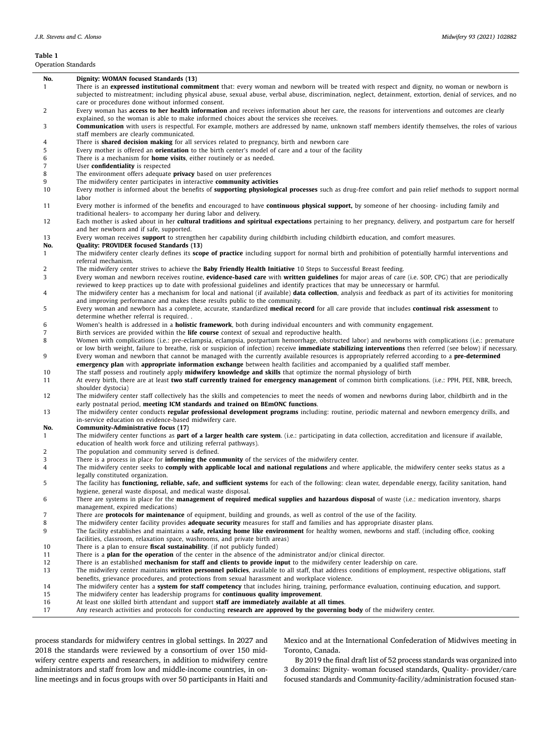**Table 1**
Operation Standards

| No. | Dignity: WOMAN focused Standards (13) |
|---|---|
| 1 | There is an **expressed institutional commitment** that: every woman and newborn will be treated with respect and dignity, no woman or newborn is subjected to mistreatment; including physical abuse, sexual abuse, verbal abuse, discrimination, neglect, detainment, extortion, denial of services, and no care or procedures done without informed consent. |
| 2 | Every woman has **access to her health information** and receives information about her care, the reasons for interventions and outcomes are clearly explained, so the woman is able to make informed choices about the services she receives. |
| 3 | **Communication** with users is respectful. For example, mothers are addressed by name, unknown staff members identify themselves, the roles of various staff members are clearly communicated. |
| 4 | There is **shared decision making** for all services related to pregnancy, birth and newborn care |
| 5 | Every mother is offered an **orientation** to the birth center's model of care and a tour of the facility |
| 6 | There is a mechanism for **home visits**, either routinely or as needed. |
| 7 | User **confidentiality** is respected |
| 8 | The environment offers adequate **privacy** based on user preferences |
| 9 | The midwifery center participates in interactive **community activities** |
| 10 | Every mother is informed about the benefits of **supporting physiological processes** such as drug-free comfort and pain relief methods to support normal labor |
| 11 | Every mother is informed of the benefits and encouraged to have **continuous physical support,** by someone of her choosing- including family and traditional healers- to accompany her during labor and delivery. |
| 12 | Each mother is asked about in her **cultural traditions and spiritual expectations** pertaining to her pregnancy, delivery, and postpartum care for herself and her newborn and if safe, supported. |
| 13 | Every woman receives **support** to strengthen her capability during childbirth including childbirth education, and comfort measures. |
| **No.** | **Quality: PROVIDER focused Standards (13)** |
| 1 | The midwifery center clearly defines its **scope of practice** including support for normal birth and prohibition of potentially harmful interventions and referral mechanism. |
| 2 | The midwifery center strives to achieve the **Baby Friendly Health Initiative** 10 Steps to Successful Breast feeding. |
| 3 | Every woman and newborn receives routine, **evidence-based care** with **written guidelines** for major areas of care (i.e. SOP, CPG) that are periodically reviewed to keep practices up to date with professional guidelines and identify practices that may be unnecessary or harmful. |
| 4 | The midwifery center has a mechanism for local and national (if available) **data collection**, analysis and feedback as part of its activities for monitoring and improving performance and makes these results public to the community. |
| 5 | Every woman and newborn has a complete, accurate, standardized **medical record** for all care provide that includes **continual risk assessment** to determine whether referral is required. . |
| 6 | Women's health is addressed in a **holistic framework**, both during individual encounters and with community engagement. |
| 7 | Birth services are provided within the **life course** context of sexual and reproductive health. |
| 8 | Women with complications (i.e.: pre-eclampsia, eclampsia, postpartum hemorrhage, obstructed labor) and newborns with complications (i.e.: premature or low birth weight, failure to breathe, risk or suspicion of infection) receive **immediate stabilizing interventions** then referred (see below) if necessary. |
| 9 | Every woman and newborn that cannot be managed with the currently available resources is appropriately referred according to a **pre-determined emergency plan** with **appropriate information exchange** between health facilities and accompanied by a qualified staff member. |
| 10 | The staff possess and routinely apply **midwifery knowledge and skills** that optimize the normal physiology of birth |
| 11 | At every birth, there are at least **two staff currently trained for emergency management** of common birth complications. (i.e.: PPH, PEE, NBR, breech, shoulder dystocia) |
| 12 | The midwifery center staff collectively has the skills and competencies to meet the needs of women and newborns during labor, childbirth and in the early postnatal period, **meeting ICM standards and trained on BEmONC functions**. |
| 13 | The midwifery center conducts **regular professional development programs** including: routine, periodic maternal and newborn emergency drills, and in-service education on evidence-based midwifery care. |
| **No.** | **Community-Administrative focus (17)** |
| 1 | The midwifery center functions as **part of a larger health care system**. (i.e.: participating in data collection, accreditation and licensure if available, education of health work force and utilizing referral pathways). |
| 2 | The population and community served is defined. |
| 3 | There is a process in place for **informing the community** of the services of the midwifery center. |
| 4 | The midwifery center seeks to **comply with applicable local and national regulations** and where applicable, the midwifery center seeks status as a legally constituted organization. |
| 5 | The facility has **functioning, reliable, safe, and sufficient systems** for each of the following: clean water, dependable energy, facility sanitation, hand hygiene, general waste disposal, and medical waste disposal. |
| 6 | There are systems in place for the **management of required medical supplies and hazardous disposal** of waste (i.e.: medication inventory, sharps management, expired medications) |
| 7 | There are **protocols for maintenance** of equipment, building and grounds, as well as control of the use of the facility. |
| 8 | The midwifery center facility provides **adequate security** measures for staff and families and has appropriate disaster plans. |
| 9 | The facility establishes and maintains a **safe, relaxing home like environment** for healthy women, newborns and staff. (including office, cooking facilities, classroom, relaxation space, washrooms, and private birth areas) |
| 10 | There is a plan to ensure **fiscal sustainability**. (if not publicly funded) |
| 11 | There is a **plan for the operation** of the center in the absence of the administrator and/or clinical director. |
| 12 | There is an established **mechanism for staff and clients to provide input** to the midwifery center leadership on care. |
| 13 | The midwifery center maintains **written personnel policies**, available to all staff, that address conditions of employment, respective obligations, staff benefits, grievance procedures, and protections from sexual harassment and workplace violence. |
| 14 | The midwifery center has a **system for staff competency** that includes hiring, training, performance evaluation, continuing education, and support. |
| 15 | The midwifery center has leadership programs for **continuous quality improvement**. |
| 16 | At least one skilled birth attendant and support **staff are immediately available at all times**. |
| 17 | Any research activities and protocols for conducting **research are approved by the governing body** of the midwifery center. |

process standards for midwifery centres in global settings. In 2027 and 2018 the standards were reviewed by a consortium of over 150 midwifery centre experts and researchers, in addition to midwifery centre administrators and staff from low and middle-income countries, in online meetings and in focus groups with over 50 participants in Haiti and Mexico and at the International Confederation of Midwives meeting in Toronto, Canada.

By 2019 the final draft list of 52 process standards was organized into 3 domains: Dignity- woman focused standards, Quality- provider/care focused standards and Community-facility/administration focused stan-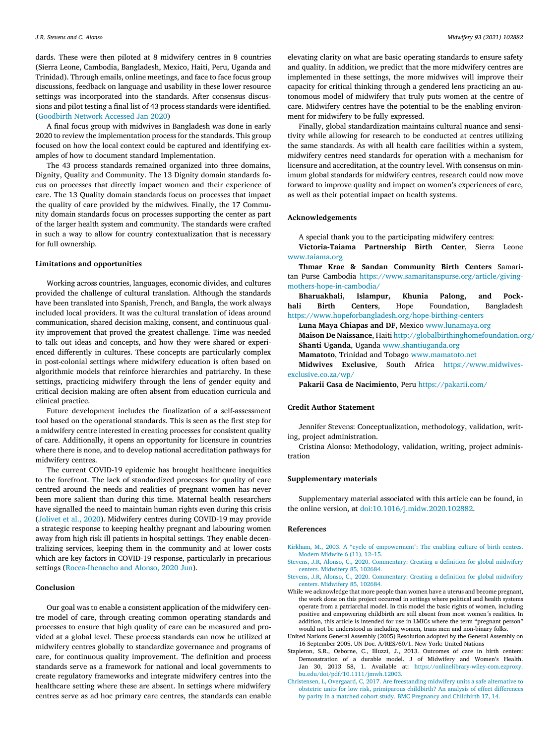dards. These were then piloted at 8 midwifery centres in 8 countries (Sierra Leone, Cambodia, Bangladesh, Mexico, Haiti, Peru, Uganda and Trinidad). Through emails, online meetings, and face to face focus group discussions, feedback on language and usability in these lower resource settings was incorporated into the standards. After consensus discussions and pilot testing a final list of 43 process standards were identified. (Goodbirth Network Accessed Jan 2020)

A final focus group with midwives in Bangladesh was done in early 2020 to review the implementation process for the standards. This group focused on how the local context could be captured and identifying examples of how to document standard Implementation.

The 43 process standards remained organized into three domains, Dignity, Quality and Community. The 13 Dignity domain standards focus on processes that directly impact women and their experience of care. The 13 Quality domain standards focus on processes that impact the quality of care provided by the midwives. Finally, the 17 Community domain standards focus on processes supporting the center as part of the larger health system and community. The standards were crafted in such a way to allow for country contextualization that is necessary for full ownership.

## Limitations and opportunities

Working across countries, languages, economic divides, and cultures provided the challenge of cultural translation. Although the standards have been translated into Spanish, French, and Bangla, the work always included local providers. It was the cultural translation of ideas around communication, shared decision making, consent, and continuous quality improvement that proved the greatest challenge. Time was needed to talk out ideas and concepts, and how they were shared or experienced differently in cultures. These concepts are particularly complex in post-colonial settings where midwifery education is often based on algorithmic models that reinforce hierarchies and patriarchy. In these settings, practicing midwifery through the lens of gender equity and critical decision making are often absent from education curricula and clinical practice.

Future development includes the finalization of a self-assessment tool based on the operational standards. This is seen as the first step for a midwifery centre interested in creating processes for consistent quality of care. Additionally, it opens an opportunity for licensure in countries where there is none, and to develop national accreditation pathways for midwifery centres.

The current COVID-19 epidemic has brought healthcare inequities to the forefront. The lack of standardized processes for quality of care centred around the needs and realities of pregnant women has never been more salient than during this time. Maternal health researchers have signalled the need to maintain human rights even during this crisis (Jolivet et al., 2020). Midwifery centres during COVID-19 may provide a strategic response to keeping healthy pregnant and labouring women away from high risk ill patients in hospital settings. They enable decentralizing services, keeping them in the community and at lower costs which are key factors in COVID-19 response, particularly in precarious settings (Rocca-Ihenacho and Alonso, 2020 Jun).

## Conclusion

Our goal was to enable a consistent application of the midwifery centre model of care, through creating common operating standards and processes to ensure that high quality of care can be measured and provided at a global level. These process standards can now be utilized at midwifery centres globally to standardize governance and programs of care, for continuous quality improvement. The definition and process standards serve as a framework for national and local governments to create regulatory frameworks and integrate midwifery centres into the healthcare setting where these are absent. In settings where midwifery centres serve as ad hoc primary care centres, the standards can enable elevating clarity on what are basic operating standards to ensure safety and quality. In addition, we predict that the more midwifery centres are implemented in these settings, the more midwives will improve their capacity for critical thinking through a gendered lens practicing an autonomous model of midwifery that truly puts women at the centre of care. Midwifery centres have the potential to be the enabling environment for midwifery to be fully expressed.

Finally, global standardization maintains cultural nuance and sensitivity while allowing for research to be conducted at centres utilizing the same standards. As with all health care facilities within a system, midwifery centres need standards for operation with a mechanism for licensure and accreditation, at the country level. With consensus on minimum global standards for midwifery centres, research could now move forward to improve quality and impact on women's experiences of care, as well as their potential impact on health systems.

## Acknowledgements

A special thank you to the participating midwifery centres:

**Victoria-Taiama Partnership Birth Center**, Sierra Leone www.taiama.org

**Thmar Krae & Sandan Community Birth Centers** Samaritan Purse Cambodia https://www.samaritanspurse.org/article/giving-mothers-hope-in-cambodia/

**Bharuakhali, Islampur, Khunia Palong, and Pockhali Birth Centers**, Hope Foundation, Bangladesh https://www.hopeforbangladesh.org/hope-birthing-centers

**Luna Maya Chiapas and DF**, Mexico www.lunamaya.org

**Maison De Naissance**, Haiti http://globalbirthinghomefoundation.org/

**Shanti Uganda**, Uganda www.shantiuganda.org

**Mamatoto**, Trinidad and Tobago www.mamatoto.net

**Midwives Exclusive**, South Africa https://www.midwives-exclusive.co.za/wp/

**Pakarii Casa de Nacimiento**, Peru https://pakarii.com/

## Credit Author Statement

Jennifer Stevens: Conceptualization, methodology, validation, writing, project administration.

Cristina Alonso: Methodology, validation, writing, project administration

## Supplementary materials

Supplementary material associated with this article can be found, in the online version, at doi:10.1016/j.midw.2020.102882.

## References

Kirkham, M., 2003. A "cycle of empowerment": The enabling culture of birth centres. Modern Midwife 6 (11), 12–15.

Stevens, J.R, Alonso, C., 2020. Commentary: Creating a definition for global midwifery centers. Midwifery 85, 102684.

Stevens, J.R, Alonso, C., 2020. Commentary: Creating a definition for global midwifery centers. Midwifery 85, 102684.

While we acknowledge that more people than women have a uterus and become pregnant, the work done on this project occurred in settings where political and health systems operate from a patriarchal model. In this model the basic rights of women, including positive and empowering childbirth are still absent from most women´s realities. In addition, this article is intended for use in LMICs where the term "pregnant person" would not be understood as including women, trans men and non-binary folks.

United Nations General Assembly (2005) Resolution adopted by the General Assembly on 16 September 2005. UN Doc. A/RES/60/1. New York: United Nations

Stapleton, S.R., Osborne, C., Illuzzi, J., 2013. Outcomes of care in birth centers: Demonstration of a durable model. J of Midwifery and Women's Health. Jan 30, 2013 58, 1. Available at: https://onlinelibrary-wiley-com.ezproxy.bu.edu/doi/pdf/10.1111/jmwh.12003.

Christensen, L, Overgaard, C, 2017. Are freestanding midwifery units a safe alternative to obstetric units for low risk, primiparous childbirth? An analysis of effect differences by parity in a matched cohort study. BMC Pregnancy and Childbirth 17, 14.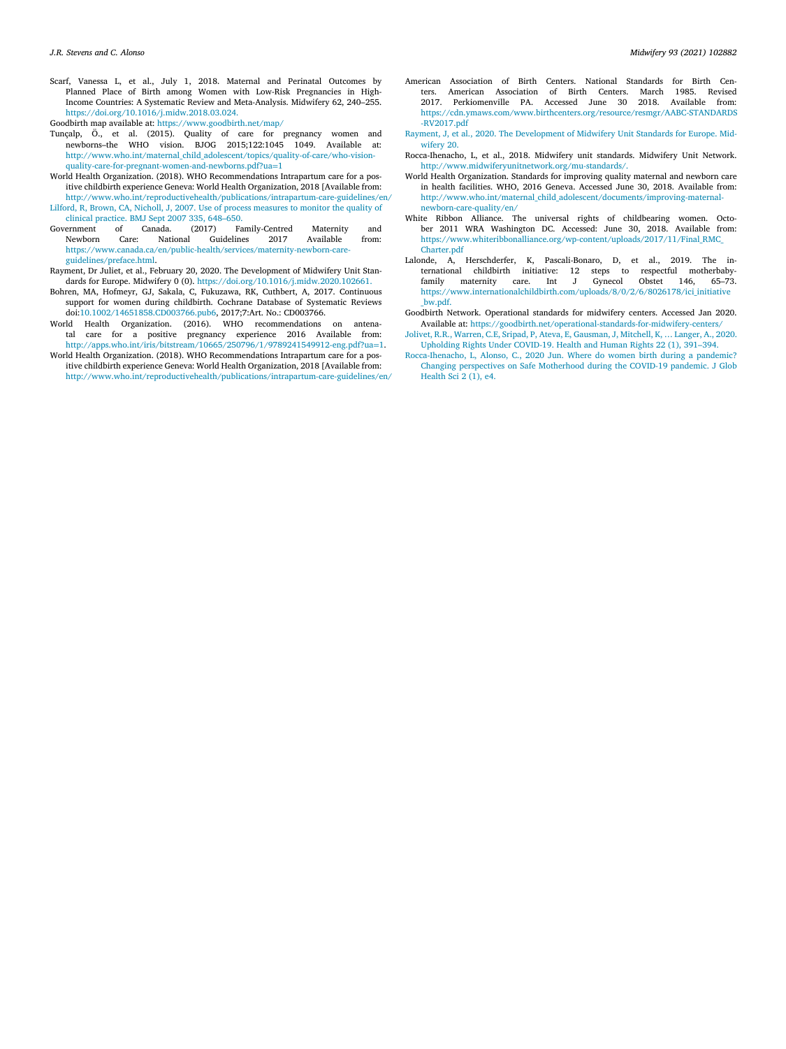Scarf, Vanessa L, et al., July 1, 2018. Maternal and Perinatal Outcomes by Planned Place of Birth among Women with Low-Risk Pregnancies in High-Income Countries: A Systematic Review and Meta-Analysis. Midwifery 62, 240–255. https://doi.org/10.1016/j.midw.2018.03.024.

Goodbirth map available at: https://www.goodbirth.net/map/

Tunçalp, Ö., et al. (2015). Quality of care for pregnancy women and newborns–the WHO vision. BJOG 2015;122:1045 1049. Available at: http://www.who.int/maternal_child_adolescent/topics/quality-of-care/who-vision-quality-care-for-pregnant-women-and-newborns.pdf?ua=1

World Health Organization. (2018). WHO Recommendations Intrapartum care for a positive childbirth experience Geneva: World Health Organization, 2018 [Available from: http://www.who.int/reproductivehealth/publications/intrapartum-care-guidelines/en/

Lilford, R, Brown, CA, Nicholl, J, 2007. Use of process measures to monitor the quality of clinical practice. BMJ Sept 2007 335, 648–650.

Government of Canada. (2017) Family-Centred Maternity and Newborn Care: National Guidelines 2017 Available from: https://www.canada.ca/en/public-health/services/maternity-newborn-care-guidelines/preface.html.

Rayment, Dr Juliet, et al., February 20, 2020. The Development of Midwifery Unit Standards for Europe. Midwifery 0 (0). https://doi.org/10.1016/j.midw.2020.102661.

Bohren, MA, Hofmeyr, GJ, Sakala, C, Fukuzawa, RK, Cuthbert, A, 2017. Continuous support for women during childbirth. Cochrane Database of Systematic Reviews doi:10.1002/14651858.CD003766.pub6, 2017;7:Art. No.: CD003766.

World Health Organization. (2016). WHO recommendations on antenatal care for a positive pregnancy experience 2016 Available from: http://apps.who.int/iris/bitstream/10665/250796/1/9789241549912-eng.pdf?ua=1.

World Health Organization. (2018). WHO Recommendations Intrapartum care for a positive childbirth experience Geneva: World Health Organization, 2018 [Available from: http://www.who.int/reproductivehealth/publications/intrapartum-care-guidelines/en/

American Association of Birth Centers. National Standards for Birth Centers. American Association of Birth Centers. March 1985. Revised 2017. Perkiomenville PA. Accessed June 30 2018. Available from: https://cdn.ymaws.com/www.birthcenters.org/resource/resmgr/AABC-STANDARDS-RV2017.pdf

Rayment, J, et al., 2020. The Development of Midwifery Unit Standards for Europe. Midwifery 20.

Rocca-Ihenacho, L, et al., 2018. Midwifery unit standards. Midwifery Unit Network. http://www.midwiferyunitnetwork.org/mu-standards/.

World Health Organization. Standards for improving quality maternal and newborn care in health facilities. WHO, 2016 Geneva. Accessed June 30, 2018. Available from: http://www.who.int/maternal_child_adolescent/documents/improving-maternal-newborn-care-quality/en/

White Ribbon Alliance. The universal rights of childbearing women. October 2011 WRA Washington DC. Accessed: June 30, 2018. Available from: https://www.whiteribbonalliance.org/wp-content/uploads/2017/11/Final_RMC_Charter.pdf

Lalonde, A, Herschderfer, K, Pascali-Bonaro, D, et al., 2019. The international childbirth initiative: 12 steps to respectful motherbaby-family maternity care. Int J Gynecol Obstet 146, 65–73. https://www.internationalchildbirth.com/uploads/8/0/2/6/8026178/ici_initiative_bw.pdf.

Goodbirth Network. Operational standards for midwifery centers. Accessed Jan 2020. Available at: https://goodbirth.net/operational-standards-for-midwifery-centers/

Jolivet, R.R., Warren, C.E, Sripad, P, Ateva, E, Gausman, J, Mitchell, K, … Langer, A., 2020. Upholding Rights Under COVID-19. Health and Human Rights 22 (1), 391–394.

Rocca-Ihenacho, L, Alonso, C., 2020 Jun. Where do women birth during a pandemic? Changing perspectives on Safe Motherhood during the COVID-19 pandemic. J Glob Health Sci 2 (1), e4.